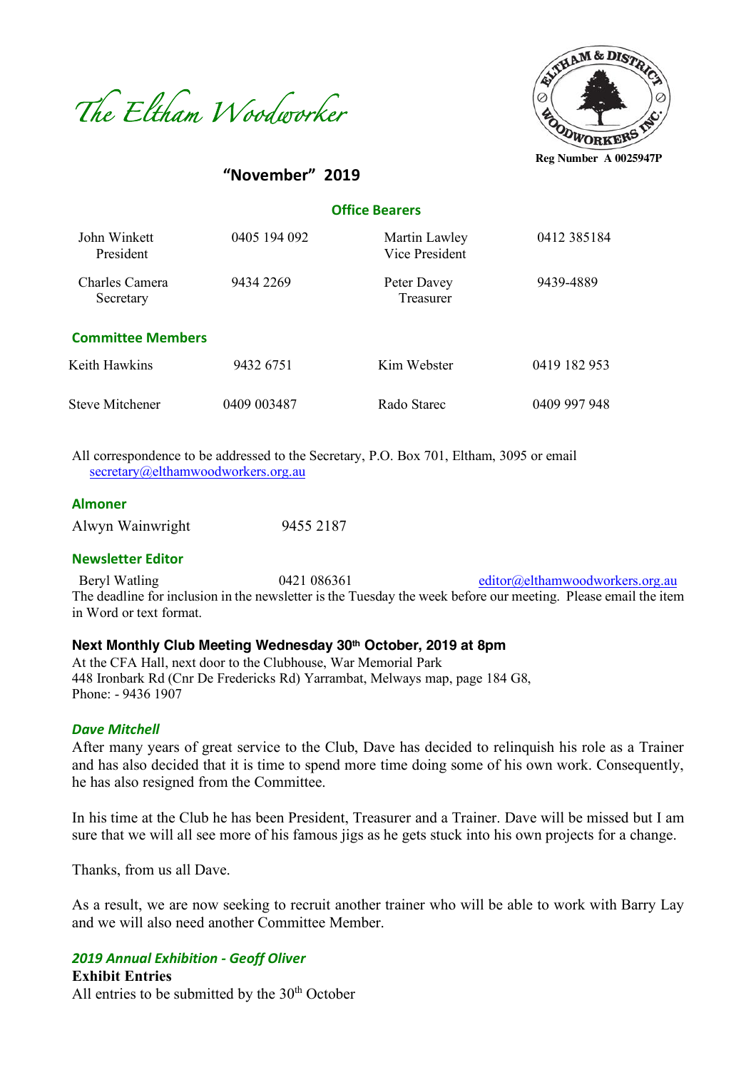# The Eltham Woodworker

ELTHAM & DISTRICT WOODWORKERS INC.

Reg Number A 0025947P

## "November" 2019

### Office Bearers

| | | | |
|---|---|---|---|
| John Winkett<br>President | 0405 194 092 | Martin Lawley<br>Vice President | 0412 385184 |
| Charles Camera<br>Secretary | 9434 2269 | Peter Davey<br>Treasurer | 9439-4889 |

### Committee Members

| | | | |
|---|---|---|---|
| Keith Hawkins | 9432 6751 | Kim Webster | 0419 182 953 |
| Steve Mitchener | 0409 003487 | Rado Starec | 0409 997 948 |

All correspondence to be addressed to the Secretary, P.O. Box 701, Eltham, 3095 or email secretary@elthamwoodworkers.org.au

### Almoner

Alwyn Wainwright 9455 2187

### Newsletter Editor

Beryl Watling 0421 086361 editor@elthamwoodworkers.org.au

The deadline for inclusion in the newsletter is the Tuesday the week before our meeting. Please email the item in Word or text format.

**Next Monthly Club Meeting Wednesday 30th October, 2019 at 8pm**

At the CFA Hall, next door to the Clubhouse, War Memorial Park
448 Ironbark Rd (Cnr De Fredericks Rd) Yarrambat, Melways map, page 184 G8,
Phone: - 9436 1907

### *Dave Mitchell*

After many years of great service to the Club, Dave has decided to relinquish his role as a Trainer and has also decided that it is time to spend more time doing some of his own work. Consequently, he has also resigned from the Committee.

In his time at the Club he has been President, Treasurer and a Trainer. Dave will be missed but I am sure that we will all see more of his famous jigs as he gets stuck into his own projects for a change.

Thanks, from us all Dave.

As a result, we are now seeking to recruit another trainer who will be able to work with Barry Lay and we will also need another Committee Member.

### *2019 Annual Exhibition - Geoff Oliver*

**Exhibit Entries**

All entries to be submitted by the 30th October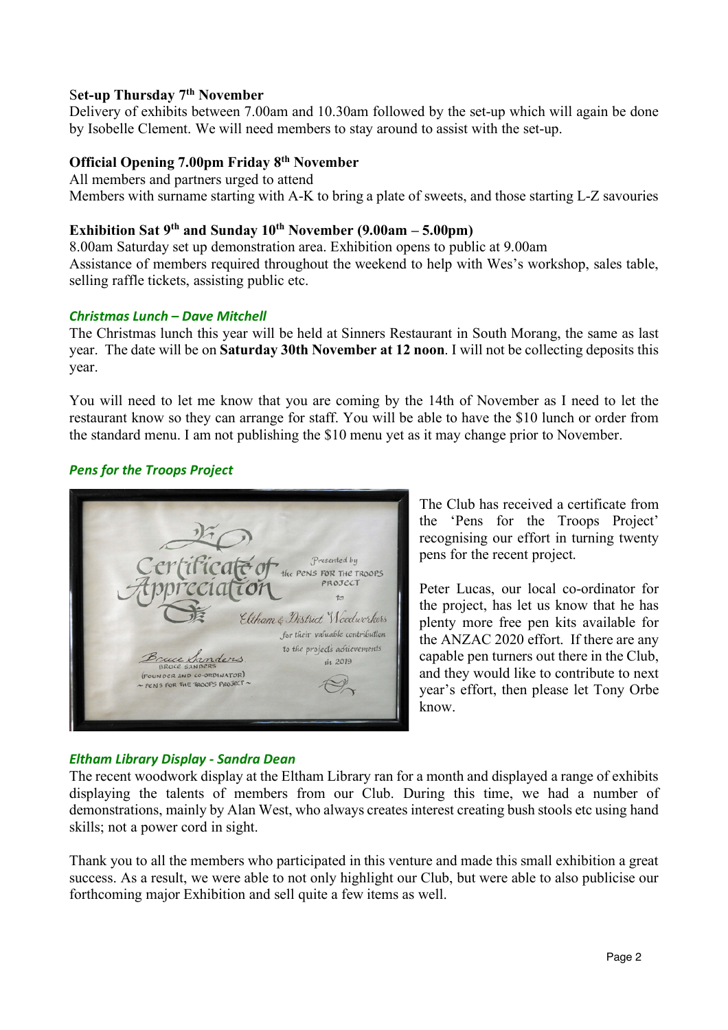**Set-up Thursday 7th November**
Delivery of exhibits between 7.00am and 10.30am followed by the set-up which will again be done by Isobelle Clement. We will need members to stay around to assist with the set-up.

**Official Opening 7.00pm Friday 8th November**
All members and partners urged to attend
Members with surname starting with A-K to bring a plate of sweets, and those starting L-Z savouries

**Exhibition Sat 9th and Sunday 10th November (9.00am – 5.00pm)**
8.00am Saturday set up demonstration area. Exhibition opens to public at 9.00am
Assistance of members required throughout the weekend to help with Wes's workshop, sales table, selling raffle tickets, assisting public etc.

### *Christmas Lunch – Dave Mitchell*

The Christmas lunch this year will be held at Sinners Restaurant in South Morang, the same as last year. The date will be on **Saturday 30th November at 12 noon**. I will not be collecting deposits this year.

You will need to let me know that you are coming by the 14th of November as I need to let the restaurant know so they can arrange for staff. You will be able to have the $10 lunch or order from the standard menu. I am not publishing the $10 menu yet as it may change prior to November.

### *Pens for the Troops Project*

The Club has received a certificate from the 'Pens for the Troops Project' recognising our effort in turning twenty pens for the recent project.

Peter Lucas, our local co-ordinator for the project, has let us know that he has plenty more free pen kits available for the ANZAC 2020 effort. If there are any capable pen turners out there in the Club, and they would like to contribute to next year's effort, then please let Tony Orbe know.

### *Eltham Library Display - Sandra Dean*

The recent woodwork display at the Eltham Library ran for a month and displayed a range of exhibits displaying the talents of members from our Club. During this time, we had a number of demonstrations, mainly by Alan West, who always creates interest creating bush stools etc using hand skills; not a power cord in sight.

Thank you to all the members who participated in this venture and made this small exhibition a great success. As a result, we were able to not only highlight our Club, but were able to also publicise our forthcoming major Exhibition and sell quite a few items as well.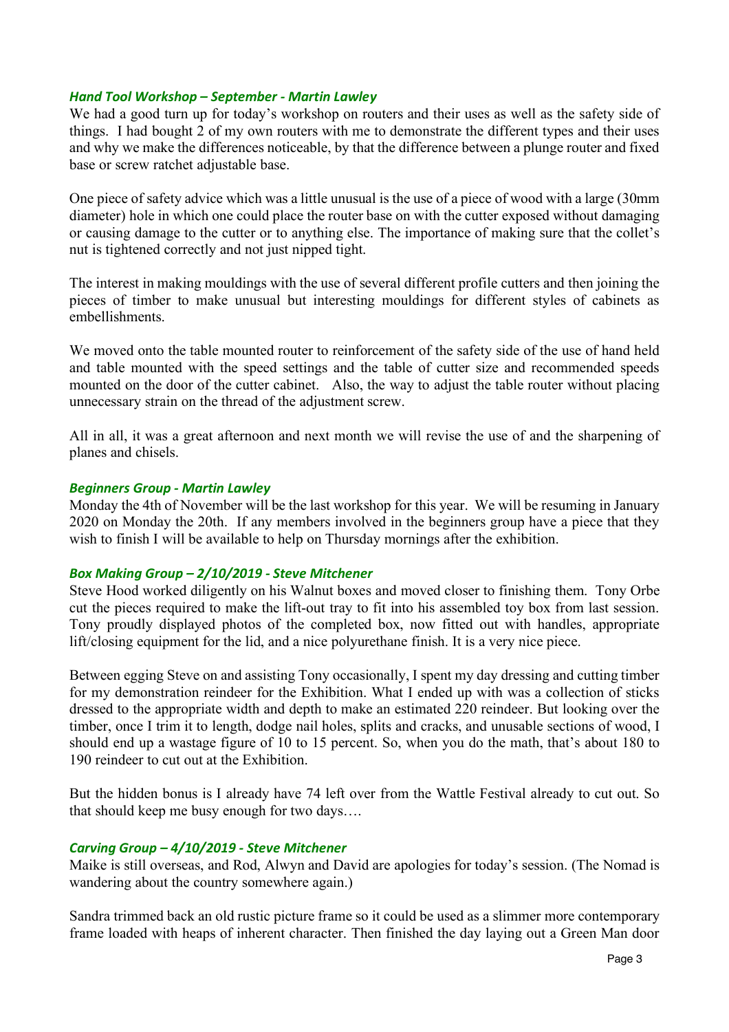### *Hand Tool Workshop – September - Martin Lawley*

We had a good turn up for today's workshop on routers and their uses as well as the safety side of things. I had bought 2 of my own routers with me to demonstrate the different types and their uses and why we make the differences noticeable, by that the difference between a plunge router and fixed base or screw ratchet adjustable base.

One piece of safety advice which was a little unusual is the use of a piece of wood with a large (30mm diameter) hole in which one could place the router base on with the cutter exposed without damaging or causing damage to the cutter or to anything else. The importance of making sure that the collet's nut is tightened correctly and not just nipped tight.

The interest in making mouldings with the use of several different profile cutters and then joining the pieces of timber to make unusual but interesting mouldings for different styles of cabinets as embellishments.

We moved onto the table mounted router to reinforcement of the safety side of the use of hand held and table mounted with the speed settings and the table of cutter size and recommended speeds mounted on the door of the cutter cabinet. Also, the way to adjust the table router without placing unnecessary strain on the thread of the adjustment screw.

All in all, it was a great afternoon and next month we will revise the use of and the sharpening of planes and chisels.

### *Beginners Group - Martin Lawley*

Monday the 4th of November will be the last workshop for this year. We will be resuming in January 2020 on Monday the 20th. If any members involved in the beginners group have a piece that they wish to finish I will be available to help on Thursday mornings after the exhibition.

### *Box Making Group – 2/10/2019 - Steve Mitchener*

Steve Hood worked diligently on his Walnut boxes and moved closer to finishing them. Tony Orbe cut the pieces required to make the lift-out tray to fit into his assembled toy box from last session. Tony proudly displayed photos of the completed box, now fitted out with handles, appropriate lift/closing equipment for the lid, and a nice polyurethane finish. It is a very nice piece.

Between egging Steve on and assisting Tony occasionally, I spent my day dressing and cutting timber for my demonstration reindeer for the Exhibition. What I ended up with was a collection of sticks dressed to the appropriate width and depth to make an estimated 220 reindeer. But looking over the timber, once I trim it to length, dodge nail holes, splits and cracks, and unusable sections of wood, I should end up a wastage figure of 10 to 15 percent. So, when you do the math, that's about 180 to 190 reindeer to cut out at the Exhibition.

But the hidden bonus is I already have 74 left over from the Wattle Festival already to cut out. So that should keep me busy enough for two days….

### *Carving Group – 4/10/2019 - Steve Mitchener*

Maike is still overseas, and Rod, Alwyn and David are apologies for today's session. (The Nomad is wandering about the country somewhere again.)

Sandra trimmed back an old rustic picture frame so it could be used as a slimmer more contemporary frame loaded with heaps of inherent character. Then finished the day laying out a Green Man door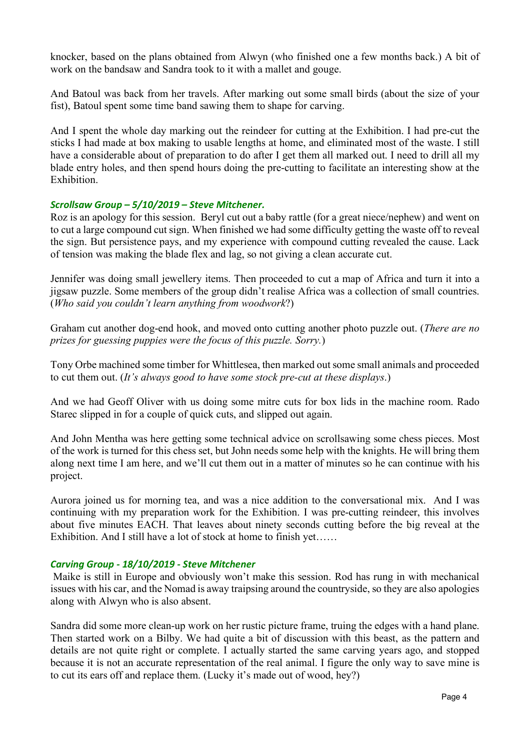knocker, based on the plans obtained from Alwyn (who finished one a few months back.) A bit of work on the bandsaw and Sandra took to it with a mallet and gouge.

And Batoul was back from her travels. After marking out some small birds (about the size of your fist), Batoul spent some time band sawing them to shape for carving.

And I spent the whole day marking out the reindeer for cutting at the Exhibition. I had pre-cut the sticks I had made at box making to usable lengths at home, and eliminated most of the waste. I still have a considerable about of preparation to do after I get them all marked out. I need to drill all my blade entry holes, and then spend hours doing the pre-cutting to facilitate an interesting show at the Exhibition.

### *Scrollsaw Group – 5/10/2019 – Steve Mitchener.*

Roz is an apology for this session. Beryl cut out a baby rattle (for a great niece/nephew) and went on to cut a large compound cut sign. When finished we had some difficulty getting the waste off to reveal the sign. But persistence pays, and my experience with compound cutting revealed the cause. Lack of tension was making the blade flex and lag, so not giving a clean accurate cut.

Jennifer was doing small jewellery items. Then proceeded to cut a map of Africa and turn it into a jigsaw puzzle. Some members of the group didn't realise Africa was a collection of small countries. (*Who said you couldn't learn anything from woodwork*?)

Graham cut another dog-end hook, and moved onto cutting another photo puzzle out. (*There are no prizes for guessing puppies were the focus of this puzzle. Sorry.*)

Tony Orbe machined some timber for Whittlesea, then marked out some small animals and proceeded to cut them out. (*It's always good to have some stock pre-cut at these displays*.)

And we had Geoff Oliver with us doing some mitre cuts for box lids in the machine room. Rado Starec slipped in for a couple of quick cuts, and slipped out again.

And John Mentha was here getting some technical advice on scrollsawing some chess pieces. Most of the work is turned for this chess set, but John needs some help with the knights. He will bring them along next time I am here, and we'll cut them out in a matter of minutes so he can continue with his project.

Aurora joined us for morning tea, and was a nice addition to the conversational mix. And I was continuing with my preparation work for the Exhibition. I was pre-cutting reindeer, this involves about five minutes EACH. That leaves about ninety seconds cutting before the big reveal at the Exhibition. And I still have a lot of stock at home to finish yet……

### *Carving Group - 18/10/2019 - Steve Mitchener*

Maike is still in Europe and obviously won't make this session. Rod has rung in with mechanical issues with his car, and the Nomad is away traipsing around the countryside, so they are also apologies along with Alwyn who is also absent.

Sandra did some more clean-up work on her rustic picture frame, truing the edges with a hand plane. Then started work on a Bilby. We had quite a bit of discussion with this beast, as the pattern and details are not quite right or complete. I actually started the same carving years ago, and stopped because it is not an accurate representation of the real animal. I figure the only way to save mine is to cut its ears off and replace them. (Lucky it's made out of wood, hey?)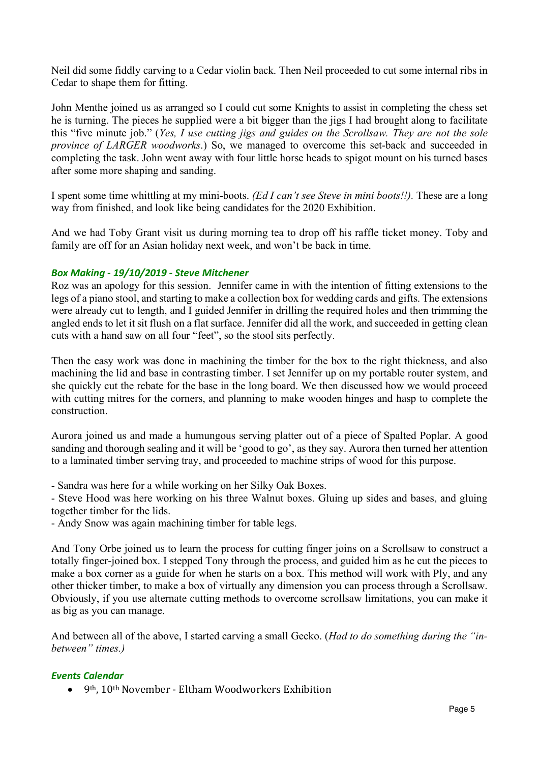Neil did some fiddly carving to a Cedar violin back. Then Neil proceeded to cut some internal ribs in Cedar to shape them for fitting.

John Menthe joined us as arranged so I could cut some Knights to assist in completing the chess set he is turning. The pieces he supplied were a bit bigger than the jigs I had brought along to facilitate this "five minute job." (*Yes, I use cutting jigs and guides on the Scrollsaw. They are not the sole province of LARGER woodworks*.) So, we managed to overcome this set-back and succeeded in completing the task. John went away with four little horse heads to spigot mount on his turned bases after some more shaping and sanding.

I spent some time whittling at my mini-boots. *(Ed I can't see Steve in mini boots!!).* These are a long way from finished, and look like being candidates for the 2020 Exhibition.

And we had Toby Grant visit us during morning tea to drop off his raffle ticket money. Toby and family are off for an Asian holiday next week, and won't be back in time.

### *Box Making - 19/10/2019 - Steve Mitchener*

Roz was an apology for this session. Jennifer came in with the intention of fitting extensions to the legs of a piano stool, and starting to make a collection box for wedding cards and gifts. The extensions were already cut to length, and I guided Jennifer in drilling the required holes and then trimming the angled ends to let it sit flush on a flat surface. Jennifer did all the work, and succeeded in getting clean cuts with a hand saw on all four "feet", so the stool sits perfectly.

Then the easy work was done in machining the timber for the box to the right thickness, and also machining the lid and base in contrasting timber. I set Jennifer up on my portable router system, and she quickly cut the rebate for the base in the long board. We then discussed how we would proceed with cutting mitres for the corners, and planning to make wooden hinges and hasp to complete the construction.

Aurora joined us and made a humungous serving platter out of a piece of Spalted Poplar. A good sanding and thorough sealing and it will be 'good to go', as they say. Aurora then turned her attention to a laminated timber serving tray, and proceeded to machine strips of wood for this purpose.

- Sandra was here for a while working on her Silky Oak Boxes.
- Steve Hood was here working on his three Walnut boxes. Gluing up sides and bases, and gluing together timber for the lids.
- Andy Snow was again machining timber for table legs.

And Tony Orbe joined us to learn the process for cutting finger joins on a Scrollsaw to construct a totally finger-joined box. I stepped Tony through the process, and guided him as he cut the pieces to make a box corner as a guide for when he starts on a box. This method will work with Ply, and any other thicker timber, to make a box of virtually any dimension you can process through a Scrollsaw. Obviously, if you use alternate cutting methods to overcome scrollsaw limitations, you can make it as big as you can manage.

And between all of the above, I started carving a small Gecko. (*Had to do something during the "in-between" times.)*

### *Events Calendar*

- 9th, 10th November - Eltham Woodworkers Exhibition